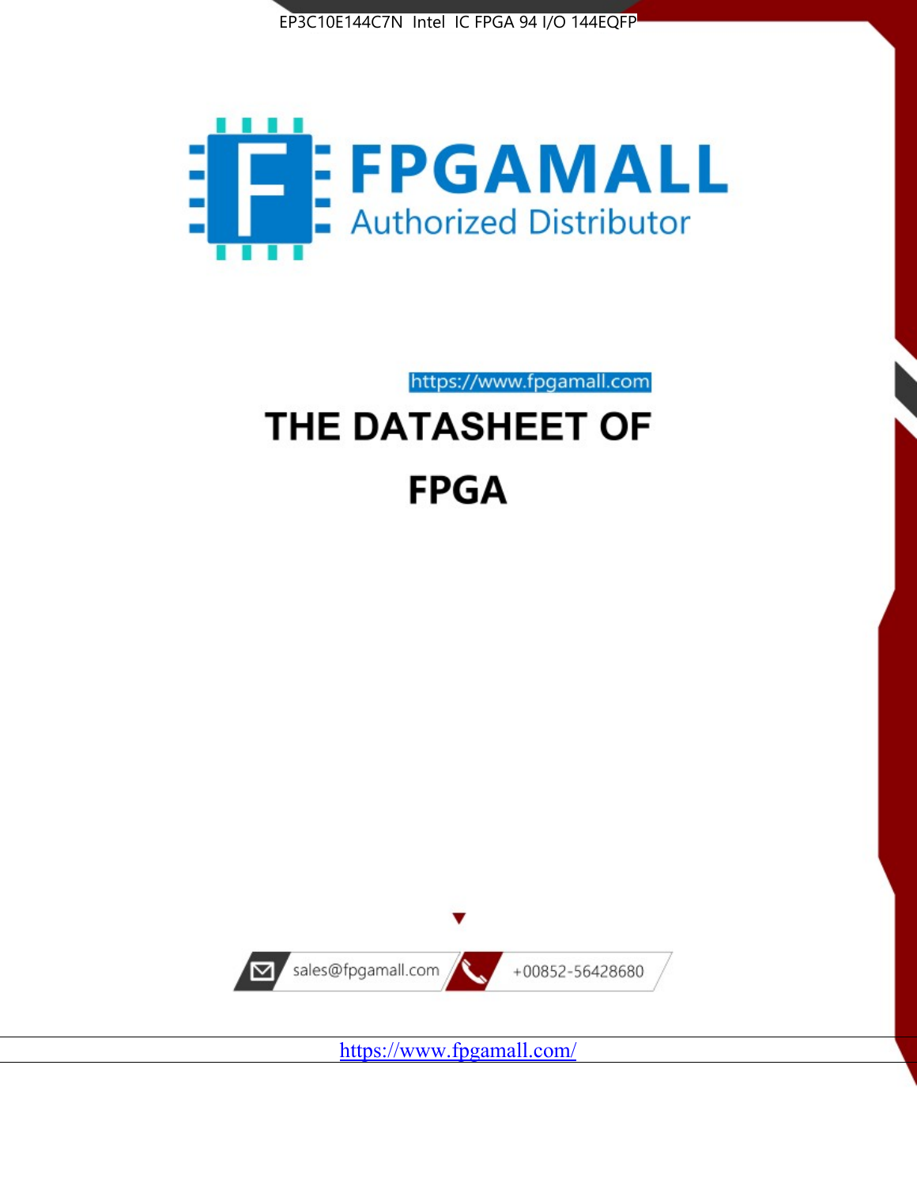EP3C10E144C7N Intel IC FPGA 94 I/O 144EQFP

FPGAMALL

Authorized Distributor

https://www.fpgamall.com

# THE DATASHEET OF

# FPGA

sales@fpgamall.com

+00852-56428680

https://www.fpgamall.com/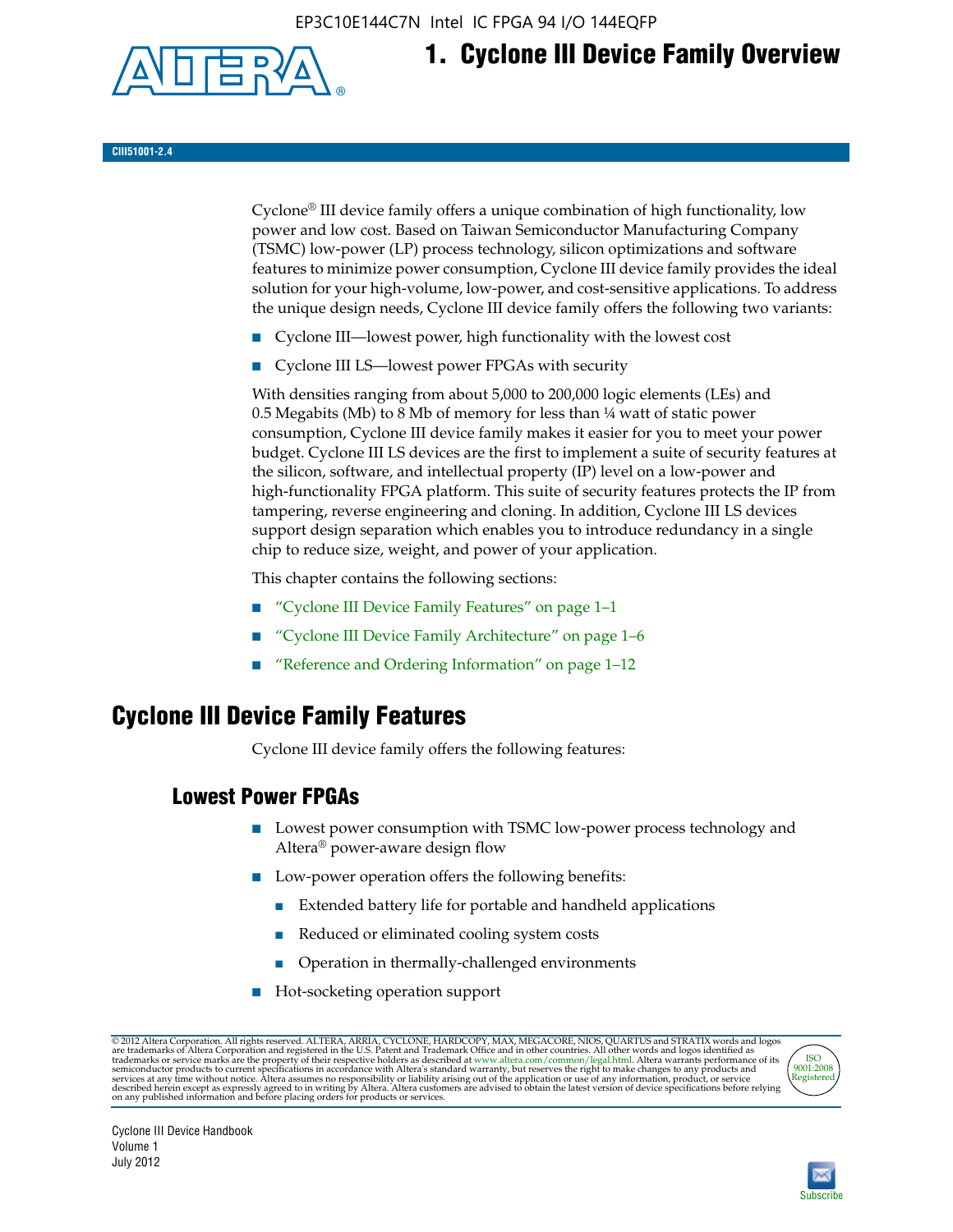# 1. Cyclone III Device Family Overview

CIII51001-2.4

Cyclone® III device family offers a unique combination of high functionality, low power and low cost. Based on Taiwan Semiconductor Manufacturing Company (TSMC) low-power (LP) process technology, silicon optimizations and software features to minimize power consumption, Cyclone III device family provides the ideal solution for your high-volume, low-power, and cost-sensitive applications. To address the unique design needs, Cyclone III device family offers the following two variants:

- Cyclone III—lowest power, high functionality with the lowest cost
- Cyclone III LS—lowest power FPGAs with security

With densities ranging from about 5,000 to 200,000 logic elements (LEs) and 0.5 Megabits (Mb) to 8 Mb of memory for less than ¼ watt of static power consumption, Cyclone III device family makes it easier for you to meet your power budget. Cyclone III LS devices are the first to implement a suite of security features at the silicon, software, and intellectual property (IP) level on a low-power and high-functionality FPGA platform. This suite of security features protects the IP from tampering, reverse engineering and cloning. In addition, Cyclone III LS devices support design separation which enables you to introduce redundancy in a single chip to reduce size, weight, and power of your application.

This chapter contains the following sections:

- "Cyclone III Device Family Features" on page 1–1
- "Cyclone III Device Family Architecture" on page 1–6
- "Reference and Ordering Information" on page 1–12

## Cyclone III Device Family Features

Cyclone III device family offers the following features:

### Lowest Power FPGAs

- Lowest power consumption with TSMC low-power process technology and Altera® power-aware design flow
- Low-power operation offers the following benefits:
  - Extended battery life for portable and handheld applications
  - Reduced or eliminated cooling system costs
  - Operation in thermally-challenged environments
- Hot-socketing operation support

© 2012 Altera Corporation. All rights reserved. ALTERA, ARRIA, CYCLONE, HARDCOPY, MAX, MEGACORE, NIOS, QUARTUS and STRATIX words and logos are trademarks of Altera Corporation and registered in the U.S. Patent and Trademark Office and in other countries. All other words and logos identified as trademarks or service marks are the property of their respective holders as described at www.altera.com/common/legal.html. Altera warrants performance of its semiconductor products to current specifications in accordance with Altera's standard warranty, but reserves the right to make changes to any products and services at any time without notice. Altera assumes no responsibility or liability arising out of the application or use of any information, product, or service described herein except as expressly agreed to in writing by Altera. Altera customers are advised to obtain the latest version of device specifications before relying on any published information and before placing orders for products or services.

Cyclone III Device Handbook
Volume 1
July 2012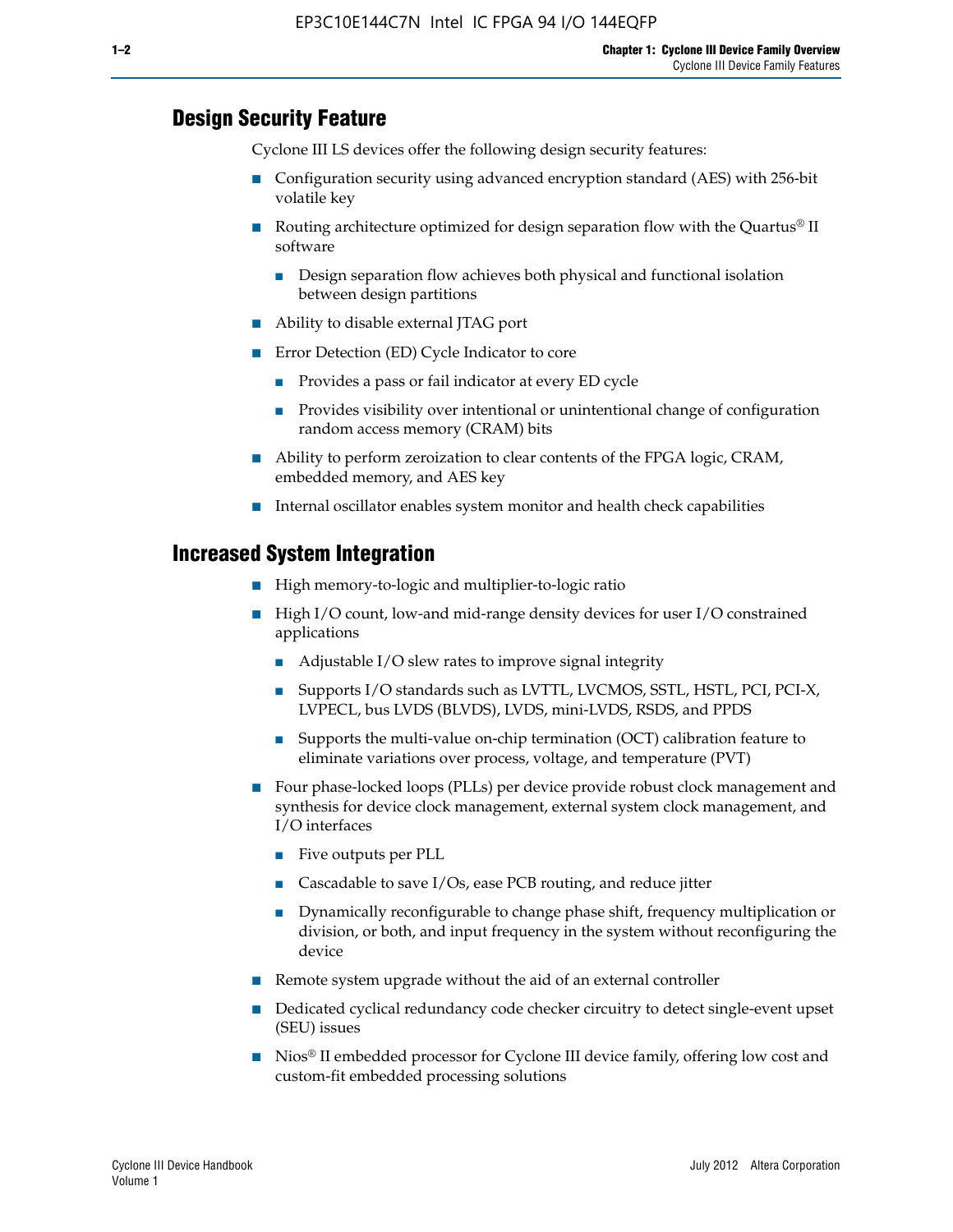## Design Security Feature

Cyclone III LS devices offer the following design security features:

- Configuration security using advanced encryption standard (AES) with 256-bit volatile key
- Routing architecture optimized for design separation flow with the Quartus® II software
  - Design separation flow achieves both physical and functional isolation between design partitions
- Ability to disable external JTAG port
- Error Detection (ED) Cycle Indicator to core
  - Provides a pass or fail indicator at every ED cycle
  - Provides visibility over intentional or unintentional change of configuration random access memory (CRAM) bits
- Ability to perform zeroization to clear contents of the FPGA logic, CRAM, embedded memory, and AES key
- Internal oscillator enables system monitor and health check capabilities

## Increased System Integration

- High memory-to-logic and multiplier-to-logic ratio
- High I/O count, low-and mid-range density devices for user I/O constrained applications
  - Adjustable I/O slew rates to improve signal integrity
  - Supports I/O standards such as LVTTL, LVCMOS, SSTL, HSTL, PCI, PCI-X, LVPECL, bus LVDS (BLVDS), LVDS, mini-LVDS, RSDS, and PPDS
  - Supports the multi-value on-chip termination (OCT) calibration feature to eliminate variations over process, voltage, and temperature (PVT)
- Four phase-locked loops (PLLs) per device provide robust clock management and synthesis for device clock management, external system clock management, and I/O interfaces
  - Five outputs per PLL
  - Cascadable to save I/Os, ease PCB routing, and reduce jitter
  - Dynamically reconfigurable to change phase shift, frequency multiplication or division, or both, and input frequency in the system without reconfiguring the device
- Remote system upgrade without the aid of an external controller
- Dedicated cyclical redundancy code checker circuitry to detect single-event upset (SEU) issues
- Nios® II embedded processor for Cyclone III device family, offering low cost and custom-fit embedded processing solutions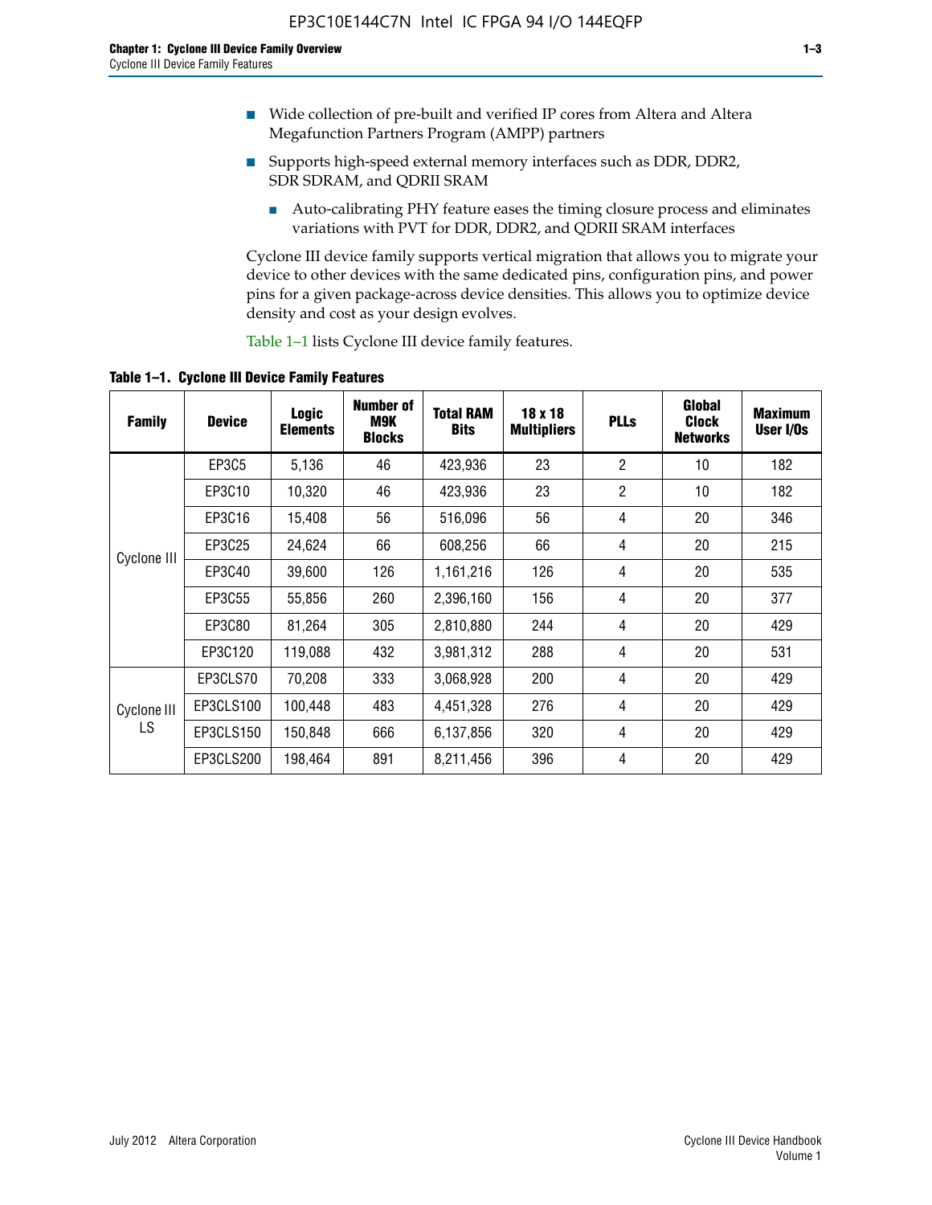- Wide collection of pre-built and verified IP cores from Altera and Altera Megafunction Partners Program (AMPP) partners
- Supports high-speed external memory interfaces such as DDR, DDR2, SDR SDRAM, and QDRII SRAM
  - Auto-calibrating PHY feature eases the timing closure process and eliminates variations with PVT for DDR, DDR2, and QDRII SRAM interfaces

Cyclone III device family supports vertical migration that allows you to migrate your device to other devices with the same dedicated pins, configuration pins, and power pins for a given package-across device densities. This allows you to optimize device density and cost as your design evolves.

Table 1–1 lists Cyclone III device family features.

**Table 1–1. Cyclone III Device Family Features**

| Family | Device | Logic Elements | Number of M9K Blocks | Total RAM Bits | 18 x 18 Multipliers | PLLs | Global Clock Networks | Maximum User I/Os |
|---|---|---|---|---|---|---|---|---|
| Cyclone III | EP3C5 | 5,136 | 46 | 423,936 | 23 | 2 | 10 | 182 |
| | EP3C10 | 10,320 | 46 | 423,936 | 23 | 2 | 10 | 182 |
| | EP3C16 | 15,408 | 56 | 516,096 | 56 | 4 | 20 | 346 |
| | EP3C25 | 24,624 | 66 | 608,256 | 66 | 4 | 20 | 215 |
| | EP3C40 | 39,600 | 126 | 1,161,216 | 126 | 4 | 20 | 535 |
| | EP3C55 | 55,856 | 260 | 2,396,160 | 156 | 4 | 20 | 377 |
| | EP3C80 | 81,264 | 305 | 2,810,880 | 244 | 4 | 20 | 429 |
| | EP3C120 | 119,088 | 432 | 3,981,312 | 288 | 4 | 20 | 531 |
| Cyclone III LS | EP3CLS70 | 70,208 | 333 | 3,068,928 | 200 | 4 | 20 | 429 |
| | EP3CLS100 | 100,448 | 483 | 4,451,328 | 276 | 4 | 20 | 429 |
| | EP3CLS150 | 150,848 | 666 | 6,137,856 | 320 | 4 | 20 | 429 |
| | EP3CLS200 | 198,464 | 891 | 8,211,456 | 396 | 4 | 20 | 429 |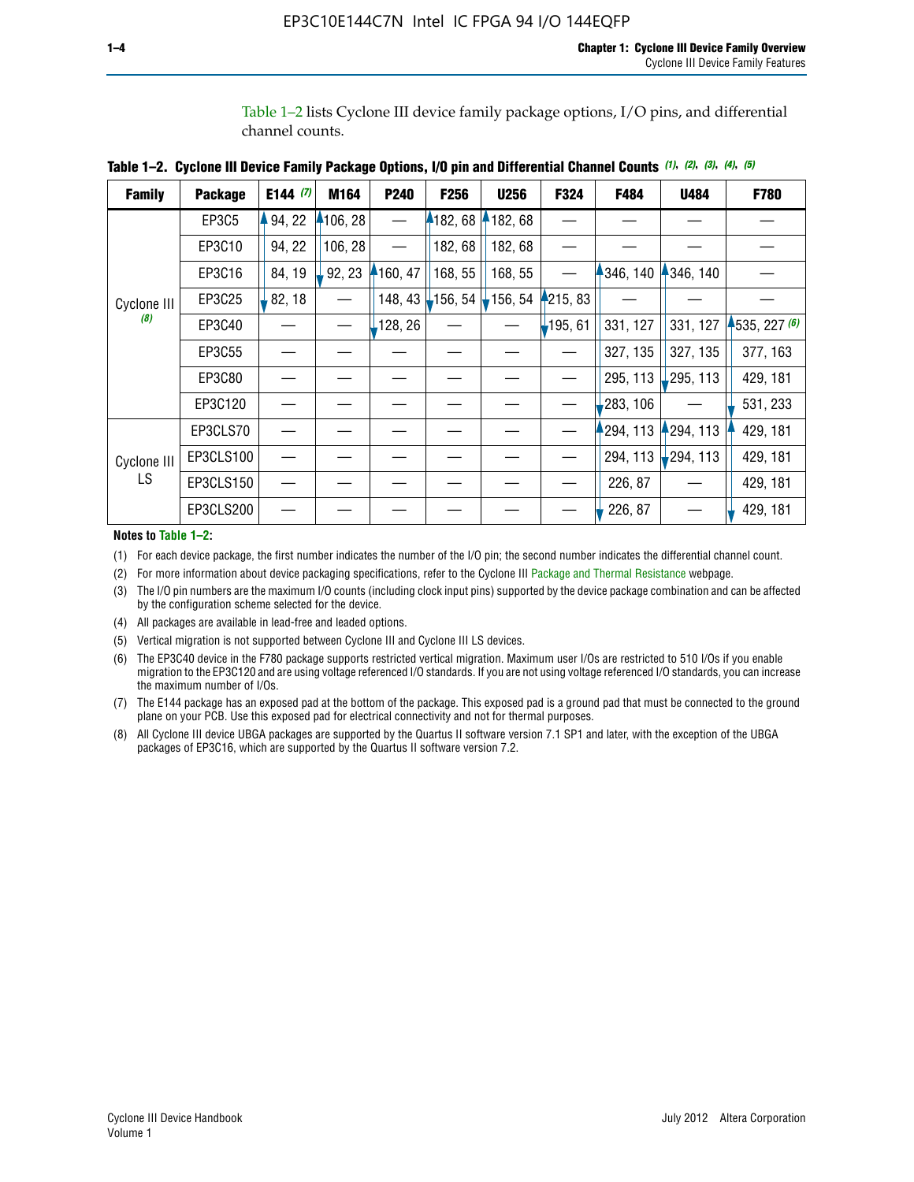Table 1–2 lists Cyclone III device family package options, I/O pins, and differential channel counts.

**Table 1–2. Cyclone III Device Family Package Options, I/O pin and Differential Channel Counts** *(1), (2), (3), (4), (5)*

| Family | Package | E144 *(7)* | M164 | P240 | F256 | U256 | F324 | F484 | U484 | F780 |
|---|---|---|---|---|---|---|---|---|---|---|
| Cyclone III *(8)* | EP3C5 | 94, 22 | 106, 28 | — | 182, 68 | 182, 68 | — | — | — | — |
| | EP3C10 | 94, 22 | 106, 28 | — | 182, 68 | 182, 68 | — | — | — | — |
| | EP3C16 | 84, 19 | 92, 23 | 160, 47 | 168, 55 | 168, 55 | — | 346, 140 | 346, 140 | — |
| | EP3C25 | 82, 18 | — | 148, 43 | 156, 54 | 156, 54 | 215, 83 | — | — | — |
| | EP3C40 | — | — | 128, 26 | — | — | 195, 61 | 331, 127 | 331, 127 | 535, 227 *(6)* |
| | EP3C55 | — | — | — | — | — | — | 327, 135 | 327, 135 | 377, 163 |
| | EP3C80 | — | — | — | — | — | — | 295, 113 | 295, 113 | 429, 181 |
| | EP3C120 | — | — | — | — | — | — | 283, 106 | — | 531, 233 |
| Cyclone III LS | EP3CLS70 | — | — | — | — | — | — | 294, 113 | 294, 113 | 429, 181 |
| | EP3CLS100 | — | — | — | — | — | — | 294, 113 | 294, 113 | 429, 181 |
| | EP3CLS150 | — | — | — | — | — | — | 226, 87 | — | 429, 181 |
| | EP3CLS200 | — | — | — | — | — | — | 226, 87 | — | 429, 181 |

**Notes to Table 1–2:**

(1) For each device package, the first number indicates the number of the I/O pin; the second number indicates the differential channel count.

(2) For more information about device packaging specifications, refer to the Cyclone III Package and Thermal Resistance webpage.

(3) The I/O pin numbers are the maximum I/O counts (including clock input pins) supported by the device package combination and can be affected by the configuration scheme selected for the device.

(4) All packages are available in lead-free and leaded options.

(5) Vertical migration is not supported between Cyclone III and Cyclone III LS devices.

(6) The EP3C40 device in the F780 package supports restricted vertical migration. Maximum user I/Os are restricted to 510 I/Os if you enable migration to the EP3C120 and are using voltage referenced I/O standards. If you are not using voltage referenced I/O standards, you can increase the maximum number of I/Os.

(7) The E144 package has an exposed pad at the bottom of the package. This exposed pad is a ground pad that must be connected to the ground plane on your PCB. Use this exposed pad for electrical connectivity and not for thermal purposes.

(8) All Cyclone III device UBGA packages are supported by the Quartus II software version 7.1 SP1 and later, with the exception of the UBGA packages of EP3C16, which are supported by the Quartus II software version 7.2.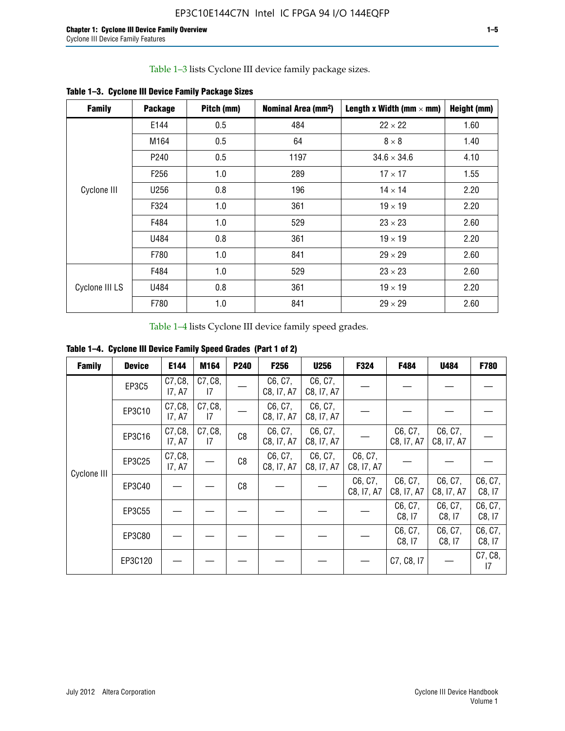Table 1–3 lists Cyclone III device family package sizes.

**Table 1–3. Cyclone III Device Family Package Sizes**

| Family | Package | Pitch (mm) | Nominal Area (mm²) | Length x Width (mm × mm) | Height (mm) |
|---|---|---|---|---|---|
| Cyclone III | E144 | 0.5 | 484 | 22 × 22 | 1.60 |
| | M164 | 0.5 | 64 | 8 × 8 | 1.40 |
| | P240 | 0.5 | 1197 | 34.6 × 34.6 | 4.10 |
| | F256 | 1.0 | 289 | 17 × 17 | 1.55 |
| | U256 | 0.8 | 196 | 14 × 14 | 2.20 |
| | F324 | 1.0 | 361 | 19 × 19 | 2.20 |
| | F484 | 1.0 | 529 | 23 × 23 | 2.60 |
| | U484 | 0.8 | 361 | 19 × 19 | 2.20 |
| | F780 | 1.0 | 841 | 29 × 29 | 2.60 |
| Cyclone III LS | F484 | 1.0 | 529 | 23 × 23 | 2.60 |
| | U484 | 0.8 | 361 | 19 × 19 | 2.20 |
| | F780 | 1.0 | 841 | 29 × 29 | 2.60 |

Table 1–4 lists Cyclone III device family speed grades.

**Table 1–4. Cyclone III Device Family Speed Grades (Part 1 of 2)**

| Family | Device | E144 | M164 | P240 | F256 | U256 | F324 | F484 | U484 | F780 |
|---|---|---|---|---|---|---|---|---|---|---|
| Cyclone III | EP3C5 | C7, C8, I7, A7 | C7, C8, I7 | — | C6, C7, C8, I7, A7 | C6, C7, C8, I7, A7 | — | — | — | — |
| | EP3C10 | C7, C8, I7, A7 | C7, C8, I7 | — | C6, C7, C8, I7, A7 | C6, C7, C8, I7, A7 | — | — | — | — |
| | EP3C16 | C7, C8, I7, A7 | C7, C8, I7 | C8 | C6, C7, C8, I7, A7 | C6, C7, C8, I7, A7 | — | C6, C7, C8, I7, A7 | C6, C7, C8, I7, A7 | — |
| | EP3C25 | C7, C8, I7, A7 | — | C8 | C6, C7, C8, I7, A7 | C6, C7, C8, I7, A7 | C6, C7, C8, I7, A7 | — | — | — |
| | EP3C40 | — | — | C8 | — | — | C6, C7, C8, I7, A7 | C6, C7, C8, I7, A7 | C6, C7, C8, I7, A7 | C6, C7, C8, I7 |
| | EP3C55 | — | — | — | — | — | — | C6, C7, C8, I7 | C6, C7, C8, I7 | C6, C7, C8, I7 |
| | EP3C80 | — | — | — | — | — | — | C6, C7, C8, I7 | C6, C7, C8, I7 | C6, C7, C8, I7 |
| | EP3C120 | — | — | — | — | — | — | C7, C8, I7 | — | C7, C8, I7 |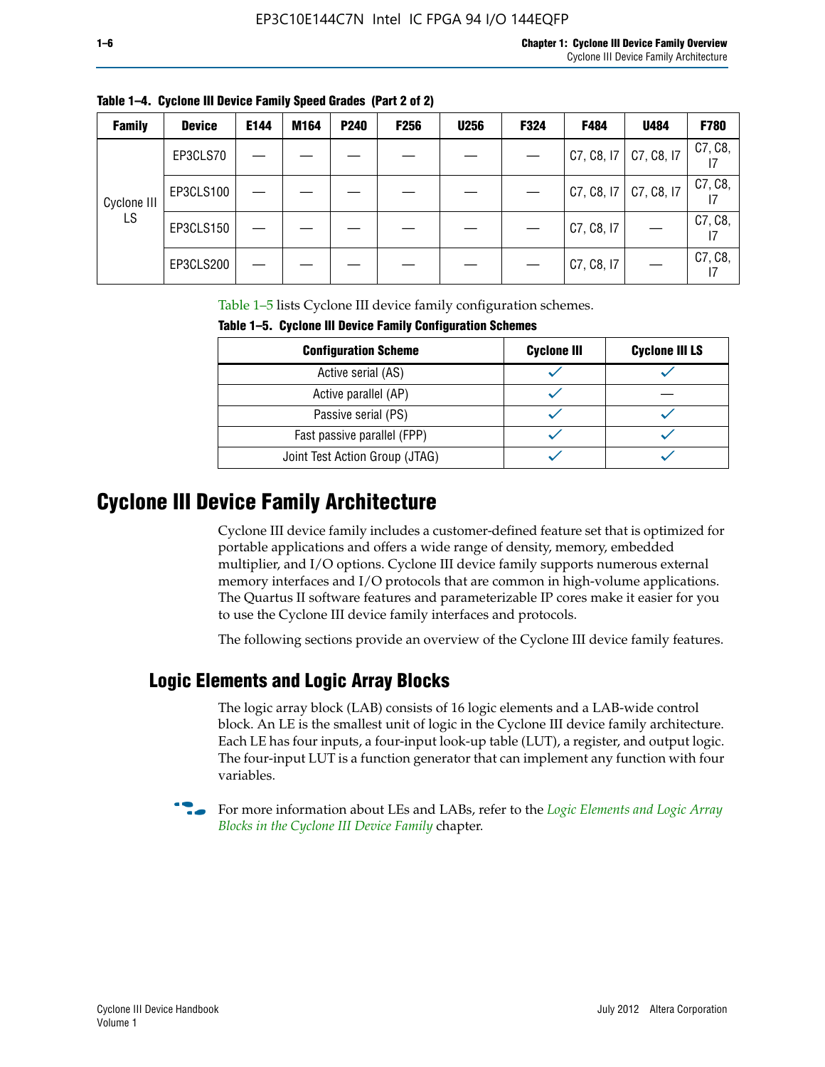**Table 1–4. Cyclone III Device Family Speed Grades (Part 2 of 2)**

| Family | Device | E144 | M164 | P240 | F256 | U256 | F324 | F484 | U484 | F780 |
|---|---|---|---|---|---|---|---|---|---|---|
| Cyclone III LS | EP3CLS70 | — | — | — | — | — | — | C7, C8, I7 | C7, C8, I7 | C7, C8, I7 |
| | EP3CLS100 | — | — | — | — | — | — | C7, C8, I7 | C7, C8, I7 | C7, C8, I7 |
| | EP3CLS150 | — | — | — | — | — | — | C7, C8, I7 | — | C7, C8, I7 |
| | EP3CLS200 | — | — | — | — | — | — | C7, C8, I7 | — | C7, C8, I7 |

Table 1–5 lists Cyclone III device family configuration schemes.

**Table 1–5. Cyclone III Device Family Configuration Schemes**

| Configuration Scheme | Cyclone III | Cyclone III LS |
|---|---|---|
| Active serial (AS) | ✓ | ✓ |
| Active parallel (AP) | ✓ | — |
| Passive serial (PS) | ✓ | ✓ |
| Fast passive parallel (FPP) | ✓ | ✓ |
| Joint Test Action Group (JTAG) | ✓ | ✓ |

# Cyclone III Device Family Architecture

Cyclone III device family includes a customer-defined feature set that is optimized for portable applications and offers a wide range of density, memory, embedded multiplier, and I/O options. Cyclone III device family supports numerous external memory interfaces and I/O protocols that are common in high-volume applications. The Quartus II software features and parameterizable IP cores make it easier for you to use the Cyclone III device family interfaces and protocols.

The following sections provide an overview of the Cyclone III device family features.

## Logic Elements and Logic Array Blocks

The logic array block (LAB) consists of 16 logic elements and a LAB-wide control block. An LE is the smallest unit of logic in the Cyclone III device family architecture. Each LE has four inputs, a four-input look-up table (LUT), a register, and output logic. The four-input LUT is a function generator that can implement any function with four variables.

For more information about LEs and LABs, refer to the *Logic Elements and Logic Array Blocks in the Cyclone III Device Family* chapter.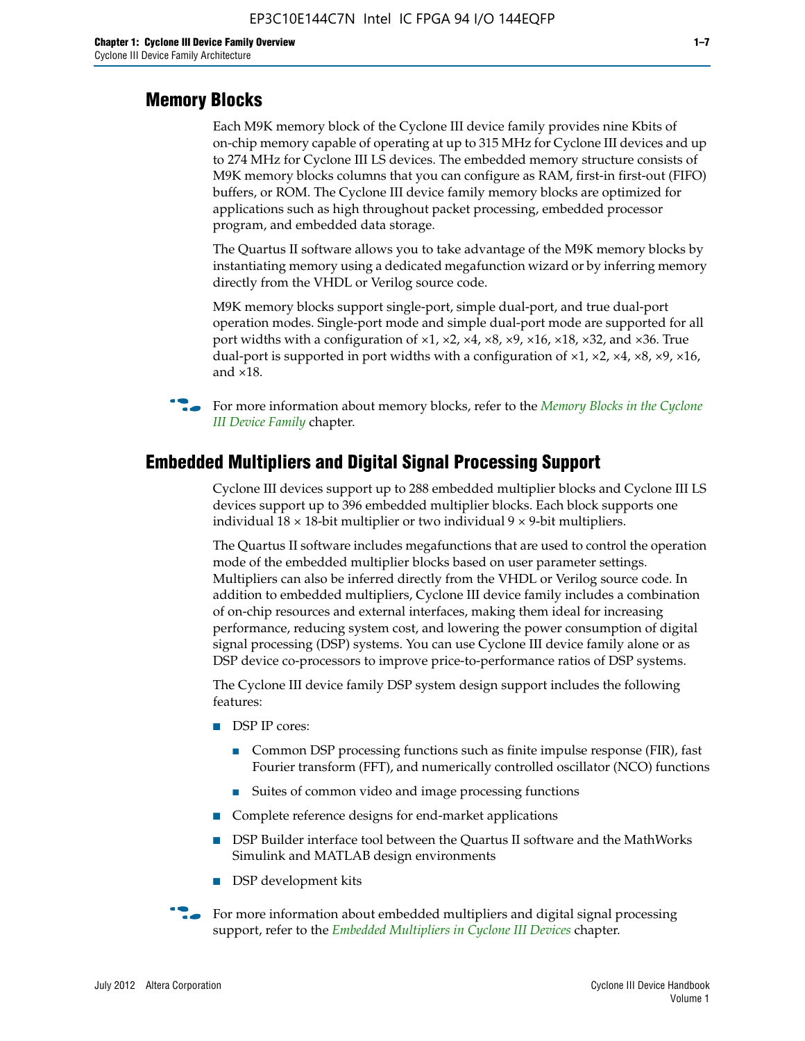## Memory Blocks

Each M9K memory block of the Cyclone III device family provides nine Kbits of on-chip memory capable of operating at up to 315 MHz for Cyclone III devices and up to 274 MHz for Cyclone III LS devices. The embedded memory structure consists of M9K memory blocks columns that you can configure as RAM, first-in first-out (FIFO) buffers, or ROM. The Cyclone III device family memory blocks are optimized for applications such as high throughout packet processing, embedded processor program, and embedded data storage.

The Quartus II software allows you to take advantage of the M9K memory blocks by instantiating memory using a dedicated megafunction wizard or by inferring memory directly from the VHDL or Verilog source code.

M9K memory blocks support single-port, simple dual-port, and true dual-port operation modes. Single-port mode and simple dual-port mode are supported for all port widths with a configuration of ×1, ×2, ×4, ×8, ×9, ×16, ×18, ×32, and ×36. True dual-port is supported in port widths with a configuration of ×1, ×2, ×4, ×8, ×9, ×16, and ×18.

For more information about memory blocks, refer to the *Memory Blocks in the Cyclone III Device Family* chapter.

## Embedded Multipliers and Digital Signal Processing Support

Cyclone III devices support up to 288 embedded multiplier blocks and Cyclone III LS devices support up to 396 embedded multiplier blocks. Each block supports one individual 18 × 18-bit multiplier or two individual 9 × 9-bit multipliers.

The Quartus II software includes megafunctions that are used to control the operation mode of the embedded multiplier blocks based on user parameter settings. Multipliers can also be inferred directly from the VHDL or Verilog source code. In addition to embedded multipliers, Cyclone III device family includes a combination of on-chip resources and external interfaces, making them ideal for increasing performance, reducing system cost, and lowering the power consumption of digital signal processing (DSP) systems. You can use Cyclone III device family alone or as DSP device co-processors to improve price-to-performance ratios of DSP systems.

The Cyclone III device family DSP system design support includes the following features:

- DSP IP cores:
  - Common DSP processing functions such as finite impulse response (FIR), fast Fourier transform (FFT), and numerically controlled oscillator (NCO) functions
  - Suites of common video and image processing functions
- Complete reference designs for end-market applications
- DSP Builder interface tool between the Quartus II software and the MathWorks Simulink and MATLAB design environments
- DSP development kits

For more information about embedded multipliers and digital signal processing support, refer to the *Embedded Multipliers in Cyclone III Devices* chapter.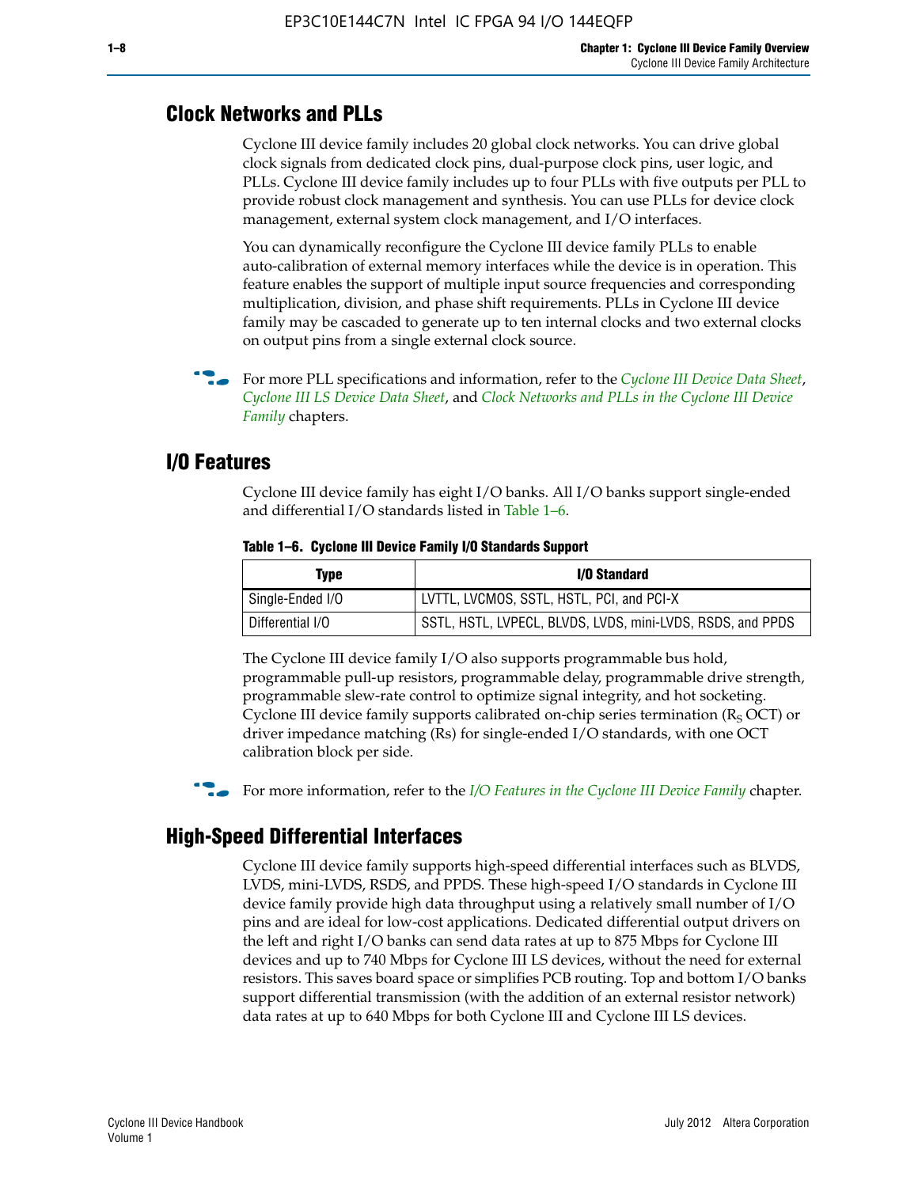## Clock Networks and PLLs

Cyclone III device family includes 20 global clock networks. You can drive global clock signals from dedicated clock pins, dual-purpose clock pins, user logic, and PLLs. Cyclone III device family includes up to four PLLs with five outputs per PLL to provide robust clock management and synthesis. You can use PLLs for device clock management, external system clock management, and I/O interfaces.

You can dynamically reconfigure the Cyclone III device family PLLs to enable auto-calibration of external memory interfaces while the device is in operation. This feature enables the support of multiple input source frequencies and corresponding multiplication, division, and phase shift requirements. PLLs in Cyclone III device family may be cascaded to generate up to ten internal clocks and two external clocks on output pins from a single external clock source.

For more PLL specifications and information, refer to the *Cyclone III Device Data Sheet*, *Cyclone III LS Device Data Sheet*, and *Clock Networks and PLLs in the Cyclone III Device Family* chapters.

## I/O Features

Cyclone III device family has eight I/O banks. All I/O banks support single-ended and differential I/O standards listed in Table 1–6.

**Table 1–6. Cyclone III Device Family I/O Standards Support**

| Type | I/O Standard |
|---|---|
| Single-Ended I/O | LVTTL, LVCMOS, SSTL, HSTL, PCI, and PCI-X |
| Differential I/O | SSTL, HSTL, LVPECL, BLVDS, LVDS, mini-LVDS, RSDS, and PPDS |

The Cyclone III device family I/O also supports programmable bus hold, programmable pull-up resistors, programmable delay, programmable drive strength, programmable slew-rate control to optimize signal integrity, and hot socketing. Cyclone III device family supports calibrated on-chip series termination ($R_S$ OCT) or driver impedance matching (Rs) for single-ended I/O standards, with one OCT calibration block per side.

For more information, refer to the *I/O Features in the Cyclone III Device Family* chapter.

## High-Speed Differential Interfaces

Cyclone III device family supports high-speed differential interfaces such as BLVDS, LVDS, mini-LVDS, RSDS, and PPDS. These high-speed I/O standards in Cyclone III device family provide high data throughput using a relatively small number of I/O pins and are ideal for low-cost applications. Dedicated differential output drivers on the left and right I/O banks can send data rates at up to 875 Mbps for Cyclone III devices and up to 740 Mbps for Cyclone III LS devices, without the need for external resistors. This saves board space or simplifies PCB routing. Top and bottom I/O banks support differential transmission (with the addition of an external resistor network) data rates at up to 640 Mbps for both Cyclone III and Cyclone III LS devices.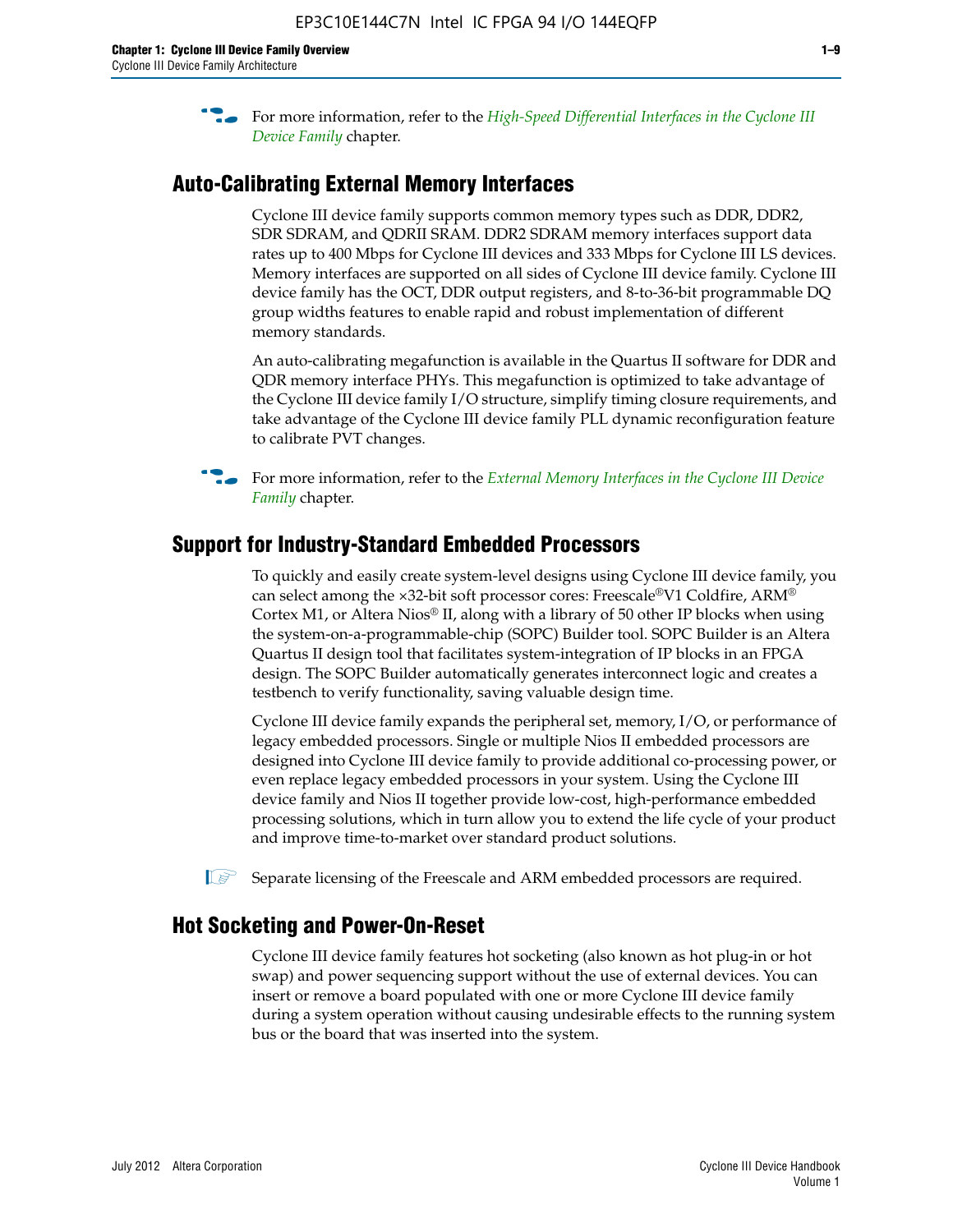For more information, refer to the *High-Speed Differential Interfaces in the Cyclone III Device Family* chapter.

## Auto-Calibrating External Memory Interfaces

Cyclone III device family supports common memory types such as DDR, DDR2, SDR SDRAM, and QDRII SRAM. DDR2 SDRAM memory interfaces support data rates up to 400 Mbps for Cyclone III devices and 333 Mbps for Cyclone III LS devices. Memory interfaces are supported on all sides of Cyclone III device family. Cyclone III device family has the OCT, DDR output registers, and 8-to-36-bit programmable DQ group widths features to enable rapid and robust implementation of different memory standards.

An auto-calibrating megafunction is available in the Quartus II software for DDR and QDR memory interface PHYs. This megafunction is optimized to take advantage of the Cyclone III device family I/O structure, simplify timing closure requirements, and take advantage of the Cyclone III device family PLL dynamic reconfiguration feature to calibrate PVT changes.

For more information, refer to the *External Memory Interfaces in the Cyclone III Device Family* chapter.

## Support for Industry-Standard Embedded Processors

To quickly and easily create system-level designs using Cyclone III device family, you can select among the ×32-bit soft processor cores: Freescale®V1 Coldfire, ARM® Cortex M1, or Altera Nios® II, along with a library of 50 other IP blocks when using the system-on-a-programmable-chip (SOPC) Builder tool. SOPC Builder is an Altera Quartus II design tool that facilitates system-integration of IP blocks in an FPGA design. The SOPC Builder automatically generates interconnect logic and creates a testbench to verify functionality, saving valuable design time.

Cyclone III device family expands the peripheral set, memory, I/O, or performance of legacy embedded processors. Single or multiple Nios II embedded processors are designed into Cyclone III device family to provide additional co-processing power, or even replace legacy embedded processors in your system. Using the Cyclone III device family and Nios II together provide low-cost, high-performance embedded processing solutions, which in turn allow you to extend the life cycle of your product and improve time-to-market over standard product solutions.

Separate licensing of the Freescale and ARM embedded processors are required.

## Hot Socketing and Power-On-Reset

Cyclone III device family features hot socketing (also known as hot plug-in or hot swap) and power sequencing support without the use of external devices. You can insert or remove a board populated with one or more Cyclone III device family during a system operation without causing undesirable effects to the running system bus or the board that was inserted into the system.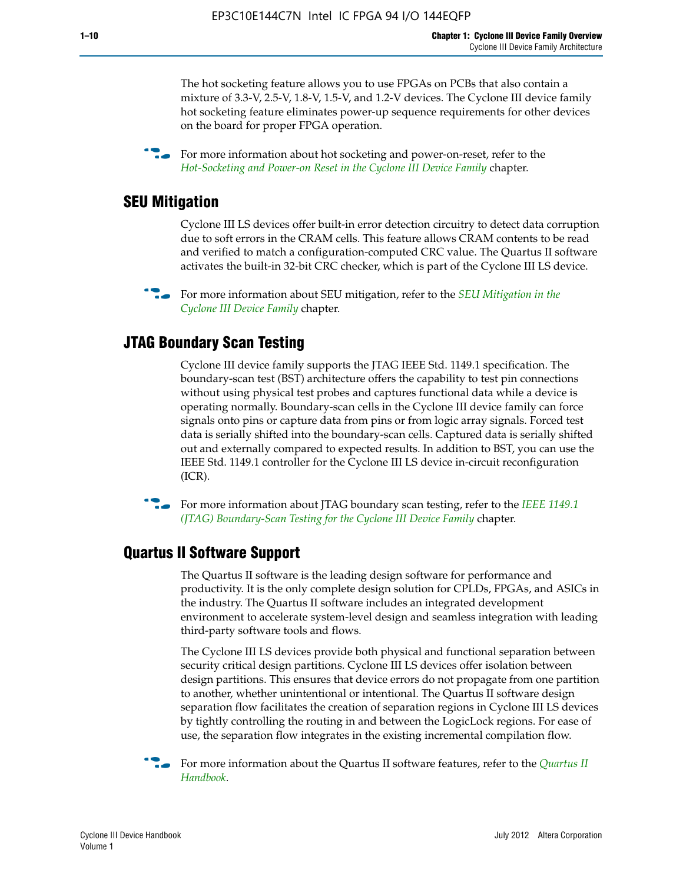The hot socketing feature allows you to use FPGAs on PCBs that also contain a mixture of 3.3-V, 2.5-V, 1.8-V, 1.5-V, and 1.2-V devices. The Cyclone III device family hot socketing feature eliminates power-up sequence requirements for other devices on the board for proper FPGA operation.

For more information about hot socketing and power-on-reset, refer to the *Hot-Socketing and Power-on Reset in the Cyclone III Device Family* chapter.

## SEU Mitigation

Cyclone III LS devices offer built-in error detection circuitry to detect data corruption due to soft errors in the CRAM cells. This feature allows CRAM contents to be read and verified to match a configuration-computed CRC value. The Quartus II software activates the built-in 32-bit CRC checker, which is part of the Cyclone III LS device.

For more information about SEU mitigation, refer to the *SEU Mitigation in the Cyclone III Device Family* chapter.

## JTAG Boundary Scan Testing

Cyclone III device family supports the JTAG IEEE Std. 1149.1 specification. The boundary-scan test (BST) architecture offers the capability to test pin connections without using physical test probes and captures functional data while a device is operating normally. Boundary-scan cells in the Cyclone III device family can force signals onto pins or capture data from pins or from logic array signals. Forced test data is serially shifted into the boundary-scan cells. Captured data is serially shifted out and externally compared to expected results. In addition to BST, you can use the IEEE Std. 1149.1 controller for the Cyclone III LS device in-circuit reconfiguration (ICR).

For more information about JTAG boundary scan testing, refer to the *IEEE 1149.1 (JTAG) Boundary-Scan Testing for the Cyclone III Device Family* chapter.

## Quartus II Software Support

The Quartus II software is the leading design software for performance and productivity. It is the only complete design solution for CPLDs, FPGAs, and ASICs in the industry. The Quartus II software includes an integrated development environment to accelerate system-level design and seamless integration with leading third-party software tools and flows.

The Cyclone III LS devices provide both physical and functional separation between security critical design partitions. Cyclone III LS devices offer isolation between design partitions. This ensures that device errors do not propagate from one partition to another, whether unintentional or intentional. The Quartus II software design separation flow facilitates the creation of separation regions in Cyclone III LS devices by tightly controlling the routing in and between the LogicLock regions. For ease of use, the separation flow integrates in the existing incremental compilation flow.

For more information about the Quartus II software features, refer to the *Quartus II Handbook*.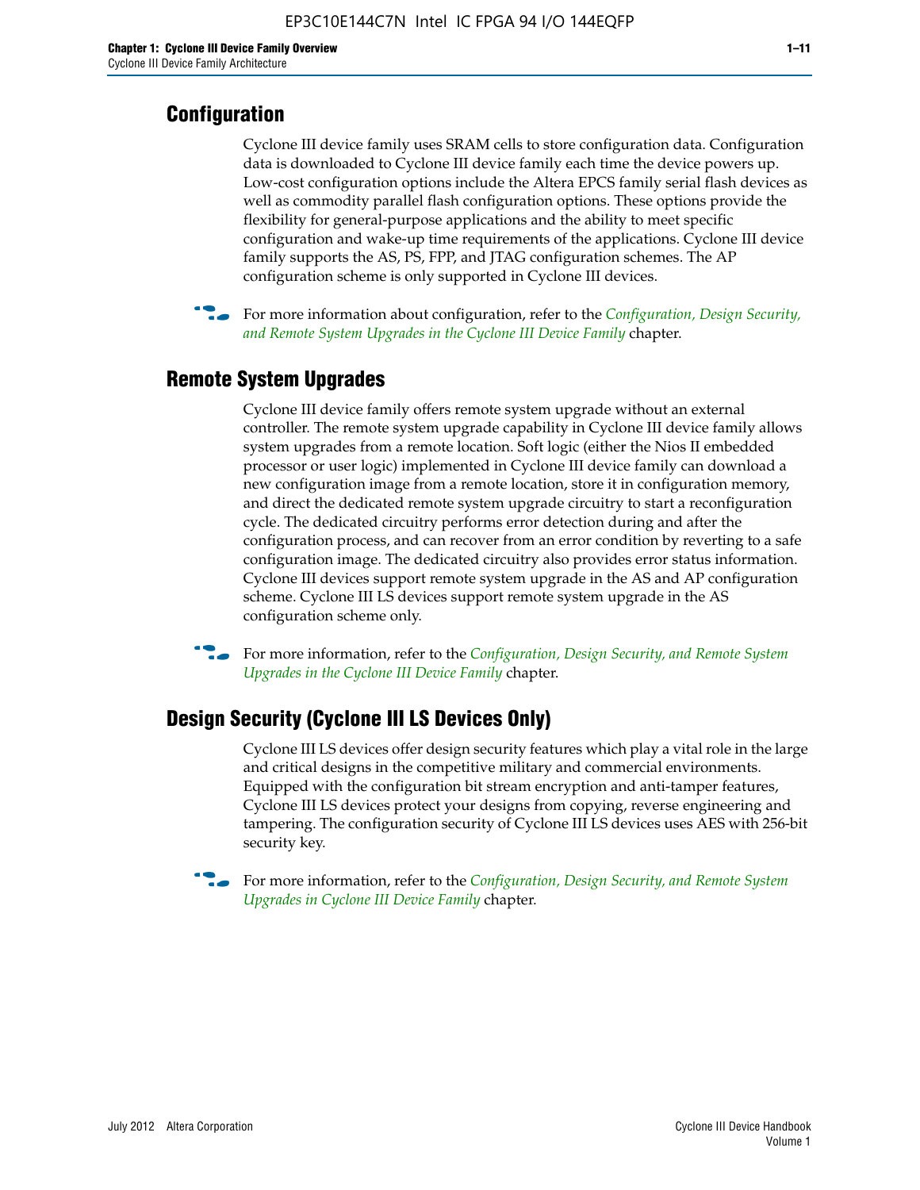## Configuration

Cyclone III device family uses SRAM cells to store configuration data. Configuration data is downloaded to Cyclone III device family each time the device powers up. Low-cost configuration options include the Altera EPCS family serial flash devices as well as commodity parallel flash configuration options. These options provide the flexibility for general-purpose applications and the ability to meet specific configuration and wake-up time requirements of the applications. Cyclone III device family supports the AS, PS, FPP, and JTAG configuration schemes. The AP configuration scheme is only supported in Cyclone III devices.

For more information about configuration, refer to the *Configuration, Design Security, and Remote System Upgrades in the Cyclone III Device Family* chapter.

## Remote System Upgrades

Cyclone III device family offers remote system upgrade without an external controller. The remote system upgrade capability in Cyclone III device family allows system upgrades from a remote location. Soft logic (either the Nios II embedded processor or user logic) implemented in Cyclone III device family can download a new configuration image from a remote location, store it in configuration memory, and direct the dedicated remote system upgrade circuitry to start a reconfiguration cycle. The dedicated circuitry performs error detection during and after the configuration process, and can recover from an error condition by reverting to a safe configuration image. The dedicated circuitry also provides error status information. Cyclone III devices support remote system upgrade in the AS and AP configuration scheme. Cyclone III LS devices support remote system upgrade in the AS configuration scheme only.

For more information, refer to the *Configuration, Design Security, and Remote System Upgrades in the Cyclone III Device Family* chapter.

## Design Security (Cyclone III LS Devices Only)

Cyclone III LS devices offer design security features which play a vital role in the large and critical designs in the competitive military and commercial environments. Equipped with the configuration bit stream encryption and anti-tamper features, Cyclone III LS devices protect your designs from copying, reverse engineering and tampering. The configuration security of Cyclone III LS devices uses AES with 256-bit security key.

For more information, refer to the *Configuration, Design Security, and Remote System Upgrades in Cyclone III Device Family* chapter.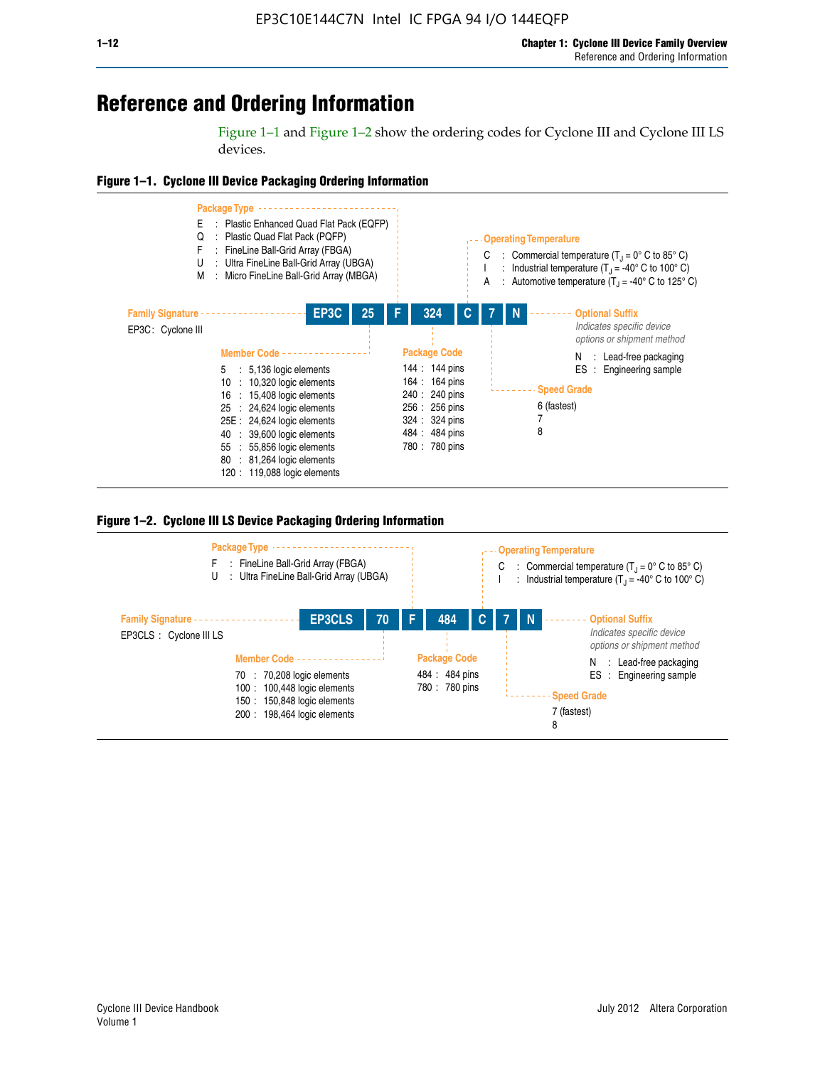# Reference and Ordering Information

Figure 1–1 and Figure 1–2 show the ordering codes for Cyclone III and Cyclone III LS devices.

**Figure 1–1. Cyclone III Device Packaging Ordering Information**

| EP3C | 25 | F | 324 | C | 7 | N |
|---|---|---|---|---|---|---|

**Family Signature**

EP3C : Cyclone III

**Member Code**

- 5 : 5,136 logic elements
- 10 : 10,320 logic elements
- 16 : 15,408 logic elements
- 25 : 24,624 logic elements
- 25E : 24,624 logic elements
- 40 : 39,600 logic elements
- 55 : 55,856 logic elements
- 80 : 81,264 logic elements
- 120 : 119,088 logic elements

**Package Type**

- E : Plastic Enhanced Quad Flat Pack (EQFP)
- Q : Plastic Quad Flat Pack (PQFP)
- F : FineLine Ball-Grid Array (FBGA)
- U : Ultra FineLine Ball-Grid Array (UBGA)
- M : Micro FineLine Ball-Grid Array (MBGA)

**Package Code**

- 144 : 144 pins
- 164 : 164 pins
- 240 : 240 pins
- 256 : 256 pins
- 324 : 324 pins
- 484 : 484 pins
- 780 : 780 pins

**Operating Temperature**

- C : Commercial temperature ($T_J$ = 0° C to 85° C)
- I : Industrial temperature ($T_J$ = -40° C to 100° C)
- A : Automotive temperature ($T_J$ = -40° C to 125° C)

**Speed Grade**

- 6 (fastest)
- 7
- 8

**Optional Suffix**

*Indicates specific device options or shipment method*

- N : Lead-free packaging
- ES : Engineering sample

**Figure 1–2. Cyclone III LS Device Packaging Ordering Information**

| EP3CLS | 70 | F | 484 | C | 7 | N |
|---|---|---|---|---|---|---|

**Family Signature**

EP3CLS : Cyclone III LS

**Member Code**

- 70 : 70,208 logic elements
- 100 : 100,448 logic elements
- 150 : 150,848 logic elements
- 200 : 198,464 logic elements

**Package Type**

- F : FineLine Ball-Grid Array (FBGA)
- U : Ultra FineLine Ball-Grid Array (UBGA)

**Package Code**

- 484 : 484 pins
- 780 : 780 pins

**Operating Temperature**

- C : Commercial temperature ($T_J$ = 0° C to 85° C)
- I : Industrial temperature ($T_J$ = -40° C to 100° C)

**Speed Grade**

- 7 (fastest)
- 8

**Optional Suffix**

*Indicates specific device options or shipment method*

- N : Lead-free packaging
- ES : Engineering sample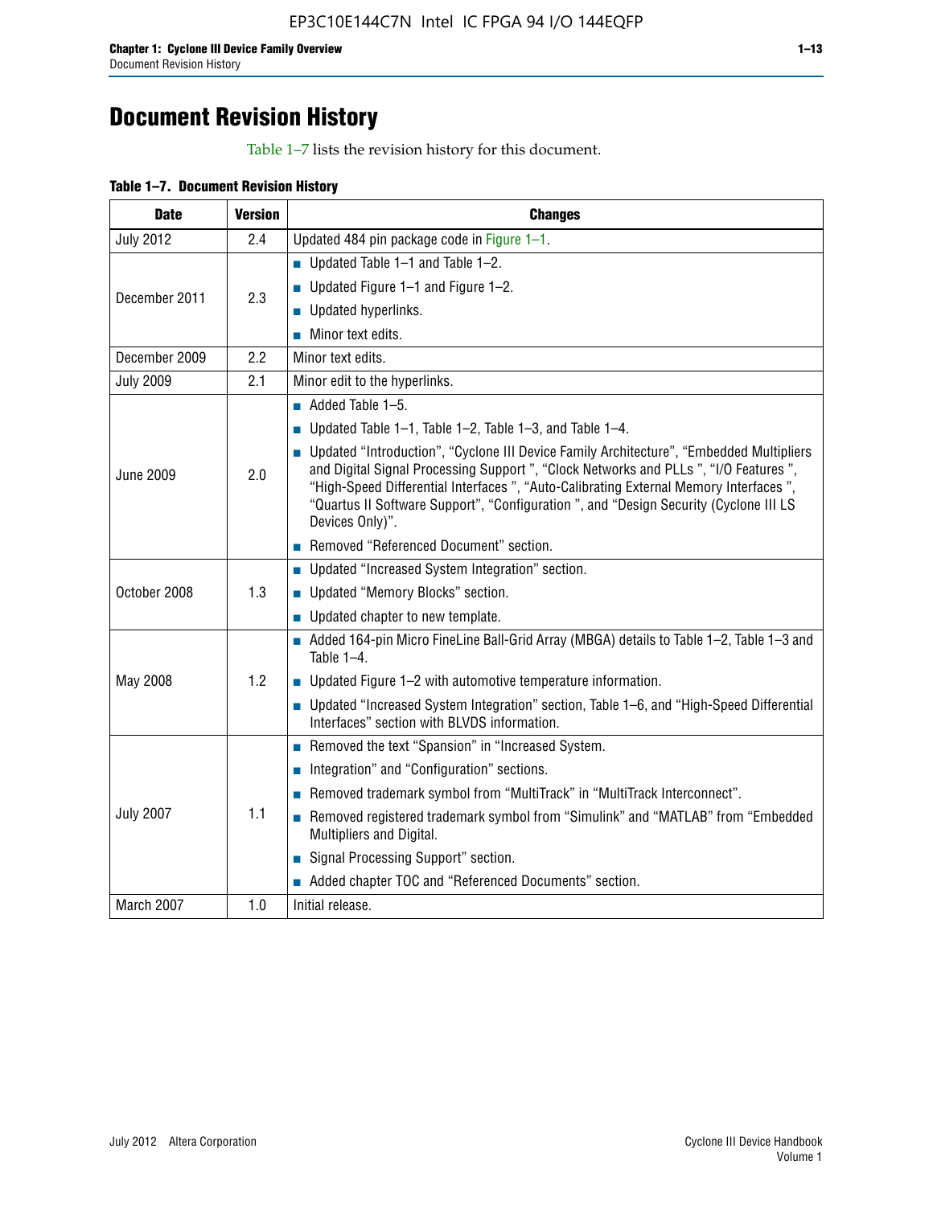# Document Revision History

Table 1–7 lists the revision history for this document.

**Table 1–7. Document Revision History**

| Date | Version | Changes |
|---|---|---|
| July 2012 | 2.4 | Updated 484 pin package code in Figure 1–1. |
| December 2011 | 2.3 | ■ Updated Table 1–1 and Table 1–2.<br>■ Updated Figure 1–1 and Figure 1–2.<br>■ Updated hyperlinks.<br>■ Minor text edits. |
| December 2009 | 2.2 | Minor text edits. |
| July 2009 | 2.1 | Minor edit to the hyperlinks. |
| June 2009 | 2.0 | ■ Added Table 1–5.<br>■ Updated Table 1–1, Table 1–2, Table 1–3, and Table 1–4.<br>■ Updated “Introduction”, “Cyclone III Device Family Architecture”, “Embedded Multipliers and Digital Signal Processing Support ”, “Clock Networks and PLLs ”, “I/O Features ”, “High-Speed Differential Interfaces ”, “Auto-Calibrating External Memory Interfaces ”, “Quartus II Software Support”, “Configuration ”, and “Design Security (Cyclone III LS Devices Only)”.<br>■ Removed “Referenced Document” section. |
| October 2008 | 1.3 | ■ Updated “Increased System Integration” section.<br>■ Updated “Memory Blocks” section.<br>■ Updated chapter to new template. |
| May 2008 | 1.2 | ■ Added 164-pin Micro FineLine Ball-Grid Array (MBGA) details to Table 1–2, Table 1–3 and Table 1–4.<br>■ Updated Figure 1–2 with automotive temperature information.<br>■ Updated “Increased System Integration” section, Table 1–6, and “High-Speed Differential Interfaces” section with BLVDS information. |
| July 2007 | 1.1 | ■ Removed the text “Spansion” in “Increased System.<br>■ Integration” and “Configuration” sections.<br>■ Removed trademark symbol from “MultiTrack” in “MultiTrack Interconnect”.<br>■ Removed registered trademark symbol from “Simulink” and “MATLAB” from “Embedded Multipliers and Digital.<br>■ Signal Processing Support” section.<br>■ Added chapter TOC and “Referenced Documents” section. |
| March 2007 | 1.0 | Initial release. |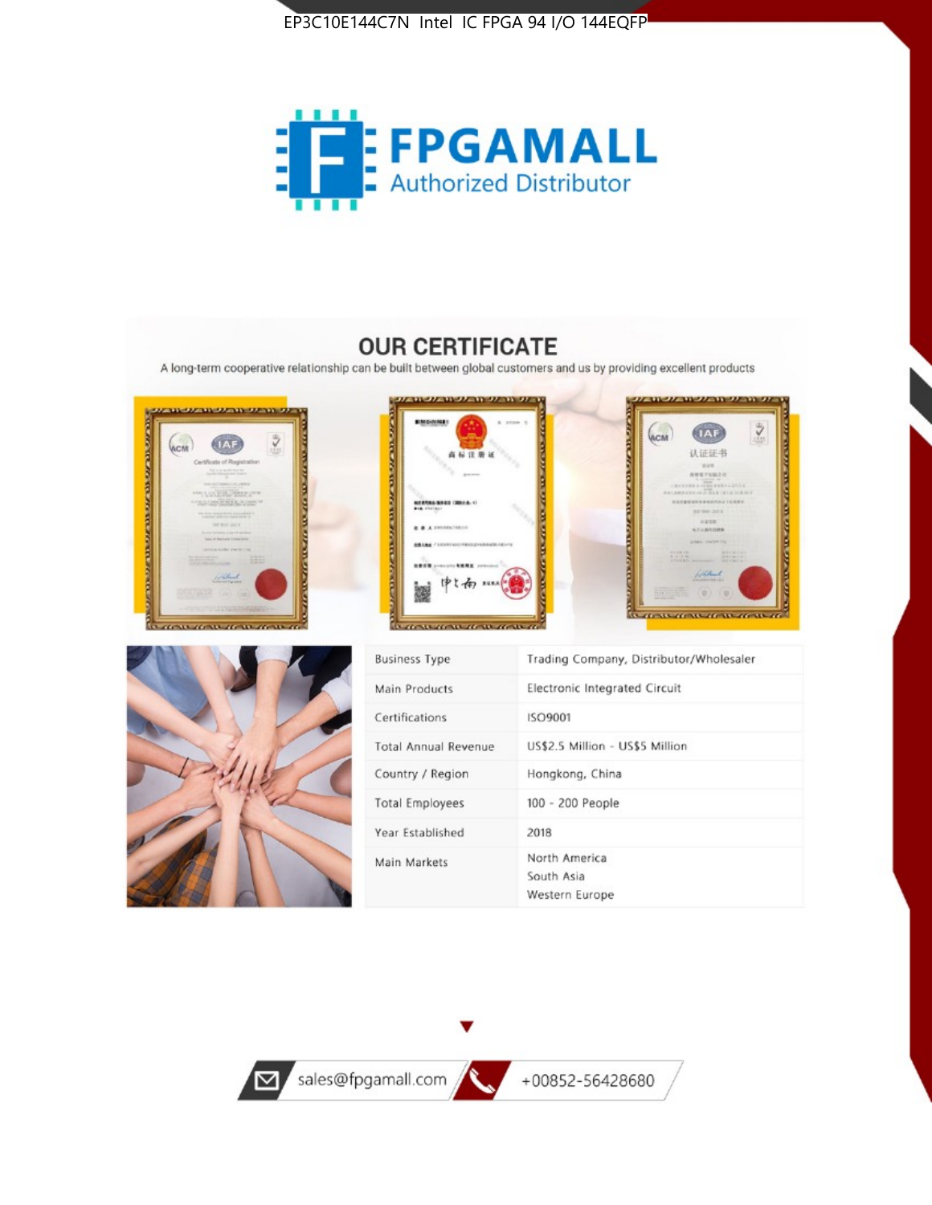FPGAMALL
Authorized Distributor

## OUR CERTIFICATE

A long-term cooperative relationship can be built between global customers and us by providing excellent products

| | |
|---|---|
| Business Type | Trading Company, Distributor/Wholesaler |
| Main Products | Electronic Integrated Circuit |
| Certifications | ISO9001 |
| Total Annual Revenue | US$2.5 Million - US$5 Million |
| Country / Region | Hongkong, China |
| Total Employees | 100 - 200 People |
| Year Established | 2018 |
| Main Markets | North America<br>South Asia<br>Western Europe |

sales@fpgamall.com

+00852-56428680